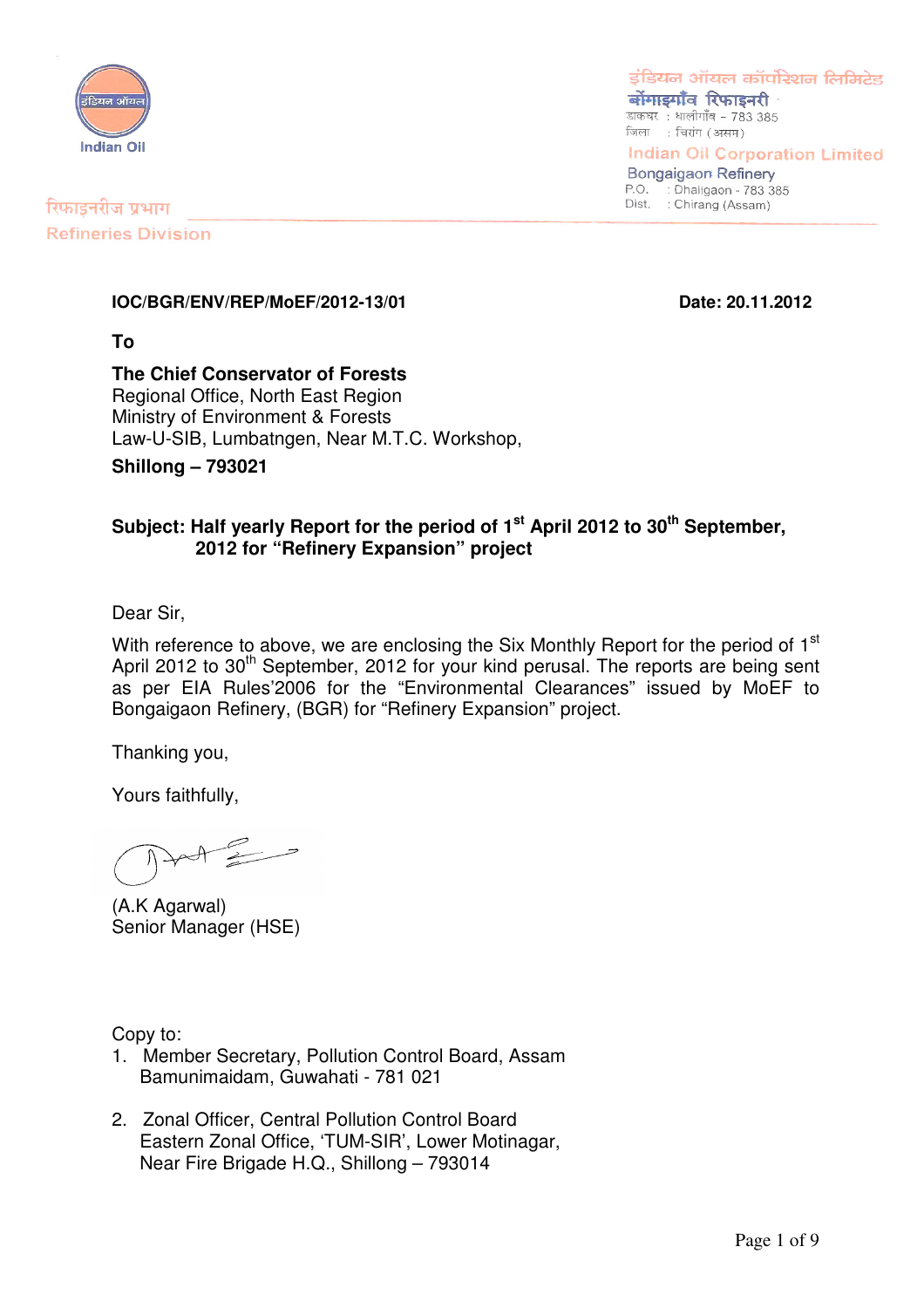इंडियन ऑयल कॉर्पोरेशन लिमिटेड
बोंगाइगाँव रिफाइनरी
डाकघर : धालीगाँव - 783 385
जिला : चिरांग (असम)

**Indian Oil Corporation Limited**
Bongaigaon Refinery
P.O. : Dhaligaon - 783 385
Dist. : Chirang (Assam)

रिफाइनरीज प्रभाग
Refineries Division

**IOC/BGR/ENV/REP/MoEF/2012-13/01** **Date: 20.11.2012**

**To**

**The Chief Conservator of Forests**
Regional Office, North East Region
Ministry of Environment & Forests
Law-U-SIB, Lumbatngen, Near M.T.C. Workshop,
**Shillong – 793021**

**Subject: Half yearly Report for the period of 1st April 2012 to 30th September, 2012 for "Refinery Expansion" project**

Dear Sir,

With reference to above, we are enclosing the Six Monthly Report for the period of 1st April 2012 to 30th September, 2012 for your kind perusal. The reports are being sent as per EIA Rules'2006 for the "Environmental Clearances" issued by MoEF to Bongaigaon Refinery, (BGR) for "Refinery Expansion" project.

Thanking you,

Yours faithfully,

(A.K Agarwal)
Senior Manager (HSE)

Copy to:

1. Member Secretary, Pollution Control Board, Assam
   Bamunimaidam, Guwahati - 781 021

2. Zonal Officer, Central Pollution Control Board
   Eastern Zonal Office, 'TUM-SIR', Lower Motinagar,
   Near Fire Brigade H.Q., Shillong – 793014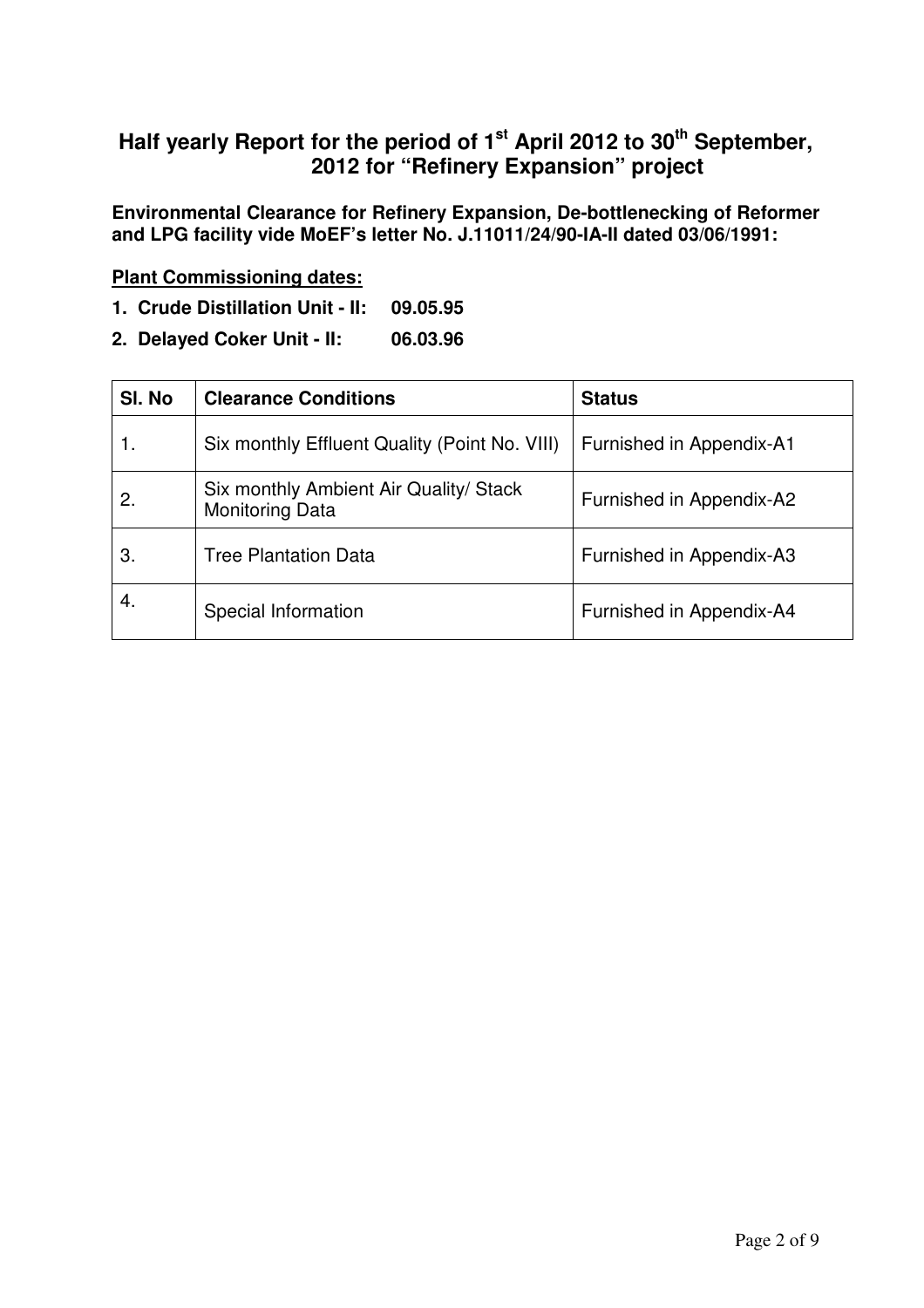# Half yearly Report for the period of 1st April 2012 to 30th September, 2012 for "Refinery Expansion" project

**Environmental Clearance for Refinery Expansion, De-bottlenecking of Reformer and LPG facility vide MoEF's letter No. J.11011/24/90-IA-II dated 03/06/1991:**

**Plant Commissioning dates:**

1. **Crude Distillation Unit - II: 09.05.95**
2. **Delayed Coker Unit - II: 06.03.96**

| Sl. No | Clearance Conditions | Status |
|---|---|---|
| 1. | Six monthly Effluent Quality (Point No. VIII) | Furnished in Appendix-A1 |
| 2. | Six monthly Ambient Air Quality/ Stack Monitoring Data | Furnished in Appendix-A2 |
| 3. | Tree Plantation Data | Furnished in Appendix-A3 |
| 4. | Special Information | Furnished in Appendix-A4 |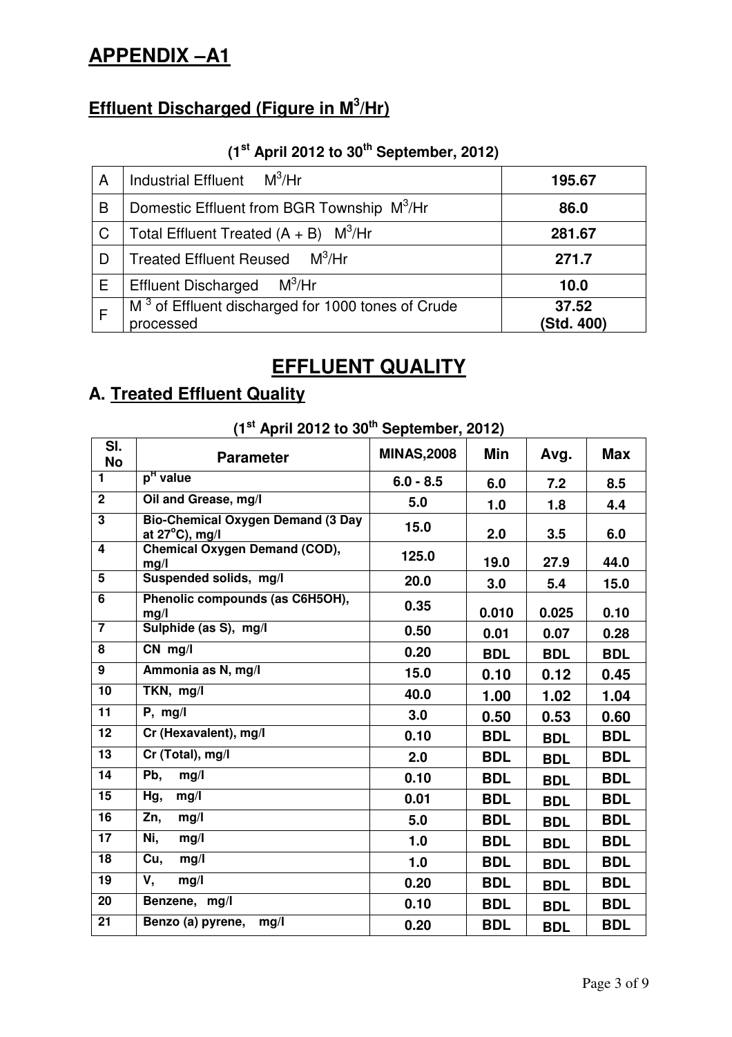# APPENDIX –A1

## Effluent Discharged (Figure in $M^3$/Hr)

**(1st April 2012 to 30th September, 2012)**

| | | |
|---|---|---|
| A | Industrial Effluent $M^3$/Hr | **195.67** |
| B | Domestic Effluent from BGR Township $M^3$/Hr | **86.0** |
| C | Total Effluent Treated (A + B) $M^3$/Hr | **281.67** |
| D | Treated Effluent Reused $M^3$/Hr | **271.7** |
| E | Effluent Discharged $M^3$/Hr | **10.0** |
| F | $M^3$ of Effluent discharged for 1000 tones of Crude processed | **37.52 (Std. 400)** |

# EFFLUENT QUALITY

## A. Treated Effluent Quality

**(1st April 2012 to 30th September, 2012)**

| Sl. No | Parameter | MINAS,2008 | Min | Avg. | Max |
|---|---|---|---|---|---|
| 1 | $p^H$ value | 6.0 - 8.5 | 6.0 | 7.2 | 8.5 |
| 2 | Oil and Grease, mg/l | 5.0 | 1.0 | 1.8 | 4.4 |
| 3 | Bio-Chemical Oxygen Demand (3 Day at 27°C), mg/l | 15.0 | 2.0 | 3.5 | 6.0 |
| 4 | Chemical Oxygen Demand (COD), mg/l | 125.0 | 19.0 | 27.9 | 44.0 |
| 5 | Suspended solids, mg/l | 20.0 | 3.0 | 5.4 | 15.0 |
| 6 | Phenolic compounds (as $C_6H_5OH$), mg/l | 0.35 | 0.010 | 0.025 | 0.10 |
| 7 | Sulphide (as S), mg/l | 0.50 | 0.01 | 0.07 | 0.28 |
| 8 | CN mg/l | 0.20 | BDL | BDL | BDL |
| 9 | Ammonia as N, mg/l | 15.0 | 0.10 | 0.12 | 0.45 |
| 10 | TKN, mg/l | 40.0 | 1.00 | 1.02 | 1.04 |
| 11 | P, mg/l | 3.0 | 0.50 | 0.53 | 0.60 |
| 12 | Cr (Hexavalent), mg/l | 0.10 | BDL | BDL | BDL |
| 13 | Cr (Total), mg/l | 2.0 | BDL | BDL | BDL |
| 14 | Pb, mg/l | 0.10 | BDL | BDL | BDL |
| 15 | Hg, mg/l | 0.01 | BDL | BDL | BDL |
| 16 | Zn, mg/l | 5.0 | BDL | BDL | BDL |
| 17 | Ni, mg/l | 1.0 | BDL | BDL | BDL |
| 18 | Cu, mg/l | 1.0 | BDL | BDL | BDL |
| 19 | V, mg/l | 0.20 | BDL | BDL | BDL |
| 20 | Benzene, mg/l | 0.10 | BDL | BDL | BDL |
| 21 | Benzo (a) pyrene, mg/l | 0.20 | BDL | BDL | BDL |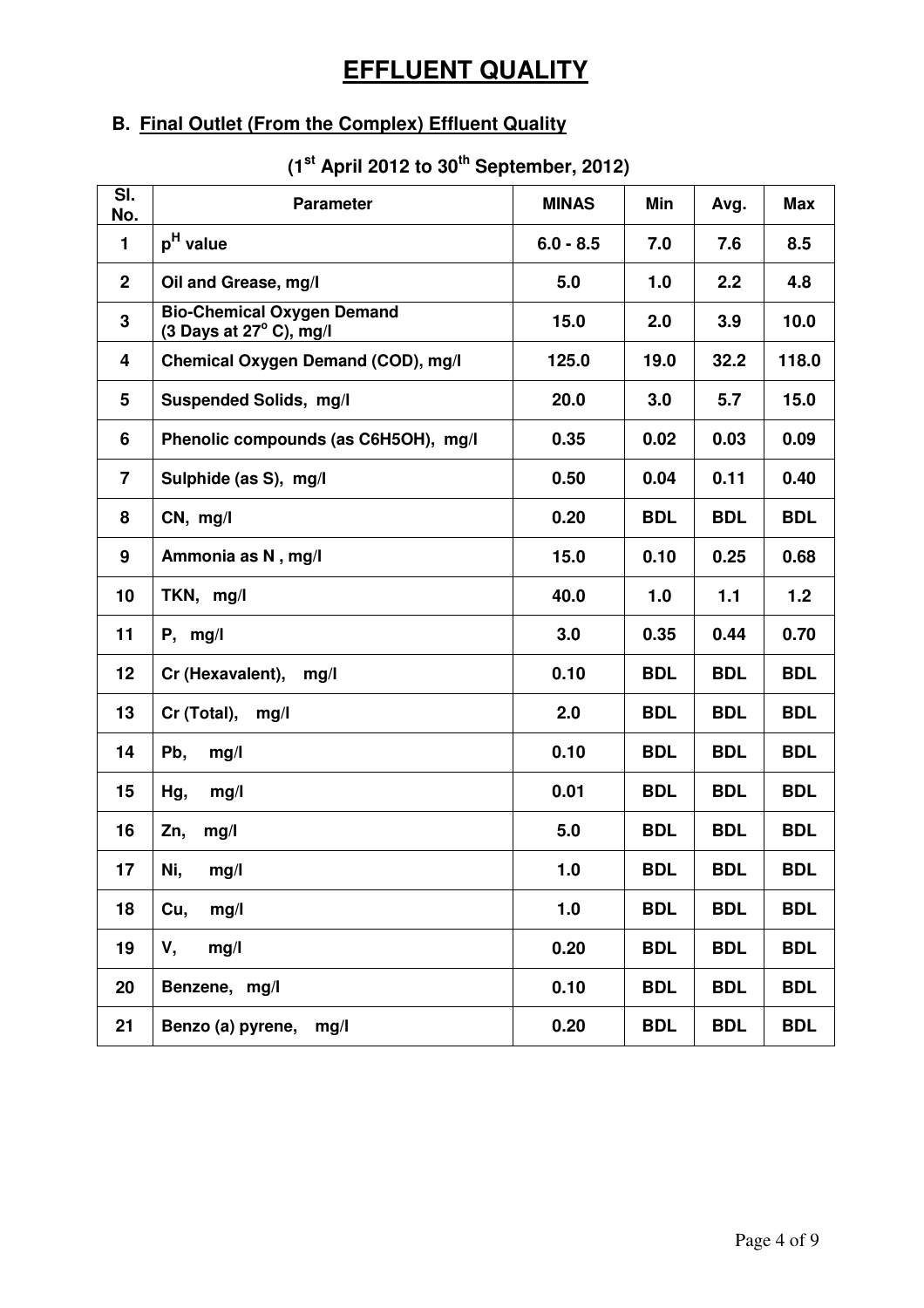# EFFLUENT QUALITY

## B. Final Outlet (From the Complex) Effluent Quality

### ($1^{st}$ April 2012 to $30^{th}$ September, 2012)

| Sl. No. | Parameter | MINAS | Min | Avg. | Max |
|---|---|---|---|---|---|
| 1 | $p^H$ value | 6.0 - 8.5 | 7.0 | 7.6 | 8.5 |
| 2 | Oil and Grease, mg/l | 5.0 | 1.0 | 2.2 | 4.8 |
| 3 | Bio-Chemical Oxygen Demand (3 Days at $27^o$ C), mg/l | 15.0 | 2.0 | 3.9 | 10.0 |
| 4 | Chemical Oxygen Demand (COD), mg/l | 125.0 | 19.0 | 32.2 | 118.0 |
| 5 | Suspended Solids, mg/l | 20.0 | 3.0 | 5.7 | 15.0 |
| 6 | Phenolic compounds (as $C_6H_5OH$), mg/l | 0.35 | 0.02 | 0.03 | 0.09 |
| 7 | Sulphide (as S), mg/l | 0.50 | 0.04 | 0.11 | 0.40 |
| 8 | CN, mg/l | 0.20 | BDL | BDL | BDL |
| 9 | Ammonia as N , mg/l | 15.0 | 0.10 | 0.25 | 0.68 |
| 10 | TKN, mg/l | 40.0 | 1.0 | 1.1 | 1.2 |
| 11 | P, mg/l | 3.0 | 0.35 | 0.44 | 0.70 |
| 12 | Cr (Hexavalent), mg/l | 0.10 | BDL | BDL | BDL |
| 13 | Cr (Total), mg/l | 2.0 | BDL | BDL | BDL |
| 14 | Pb, mg/l | 0.10 | BDL | BDL | BDL |
| 15 | Hg, mg/l | 0.01 | BDL | BDL | BDL |
| 16 | Zn, mg/l | 5.0 | BDL | BDL | BDL |
| 17 | Ni, mg/l | 1.0 | BDL | BDL | BDL |
| 18 | Cu, mg/l | 1.0 | BDL | BDL | BDL |
| 19 | V, mg/l | 0.20 | BDL | BDL | BDL |
| 20 | Benzene, mg/l | 0.10 | BDL | BDL | BDL |
| 21 | Benzo (a) pyrene, mg/l | 0.20 | BDL | BDL | BDL |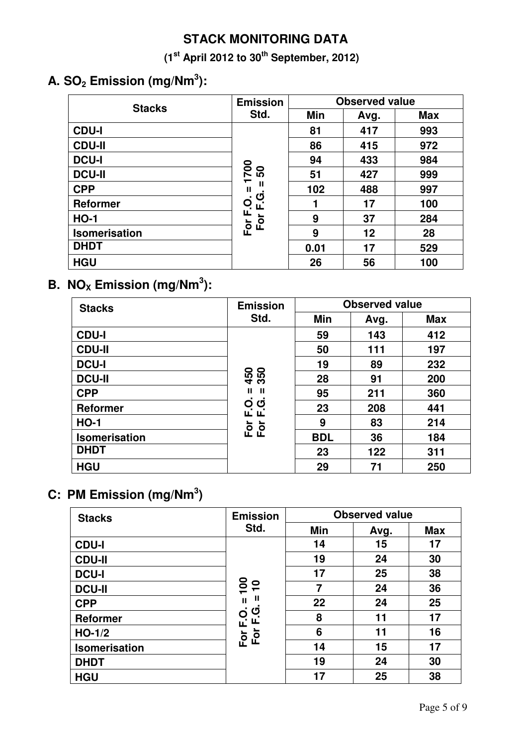# STACK MONITORING DATA

**(1st April 2012 to 30th September, 2012)**

## A. $SO_2$ Emission (mg/Nm$^3$):

| Stacks | Emission Std. | Observed value | | |
|---|---|---|---|---|
| | | Min | Avg. | Max |
| CDU-I | For F.O. = 1700<br>For F.G. = 50 | 81 | 417 | 993 |
| CDU-II | | 86 | 415 | 972 |
| DCU-I | | 94 | 433 | 984 |
| DCU-II | | 51 | 427 | 999 |
| CPP | | 102 | 488 | 997 |
| Reformer | | 1 | 17 | 100 |
| HO-1 | | 9 | 37 | 284 |
| Isomerisation | | 9 | 12 | 28 |
| DHDT | | 0.01 | 17 | 529 |
| HGU | | 26 | 56 | 100 |

## B. $NO_X$ Emission (mg/Nm$^3$):

| Stacks | Emission Std. | Observed value | | |
|---|---|---|---|---|
| | | Min | Avg. | Max |
| CDU-I | For F.O. = 450<br>For F.G. = 350 | 59 | 143 | 412 |
| CDU-II | | 50 | 111 | 197 |
| DCU-I | | 19 | 89 | 232 |
| DCU-II | | 28 | 91 | 200 |
| CPP | | 95 | 211 | 360 |
| Reformer | | 23 | 208 | 441 |
| HO-1 | | 9 | 83 | 214 |
| Isomerisation | | BDL | 36 | 184 |
| DHDT | | 23 | 122 | 311 |
| HGU | | 29 | 71 | 250 |

## C: PM Emission (mg/Nm$^3$)

| Stacks | Emission Std. | Observed value | | |
|---|---|---|---|---|
| | | Min | Avg. | Max |
| CDU-I | For F.O. = 100<br>For F.G. = 10 | 14 | 15 | 17 |
| CDU-II | | 19 | 24 | 30 |
| DCU-I | | 17 | 25 | 38 |
| DCU-II | | 7 | 24 | 36 |
| CPP | | 22 | 24 | 25 |
| Reformer | | 8 | 11 | 17 |
| HO-1/2 | | 6 | 11 | 16 |
| Isomerisation | | 14 | 15 | 17 |
| DHDT | | 19 | 24 | 30 |
| HGU | | 17 | 25 | 38 |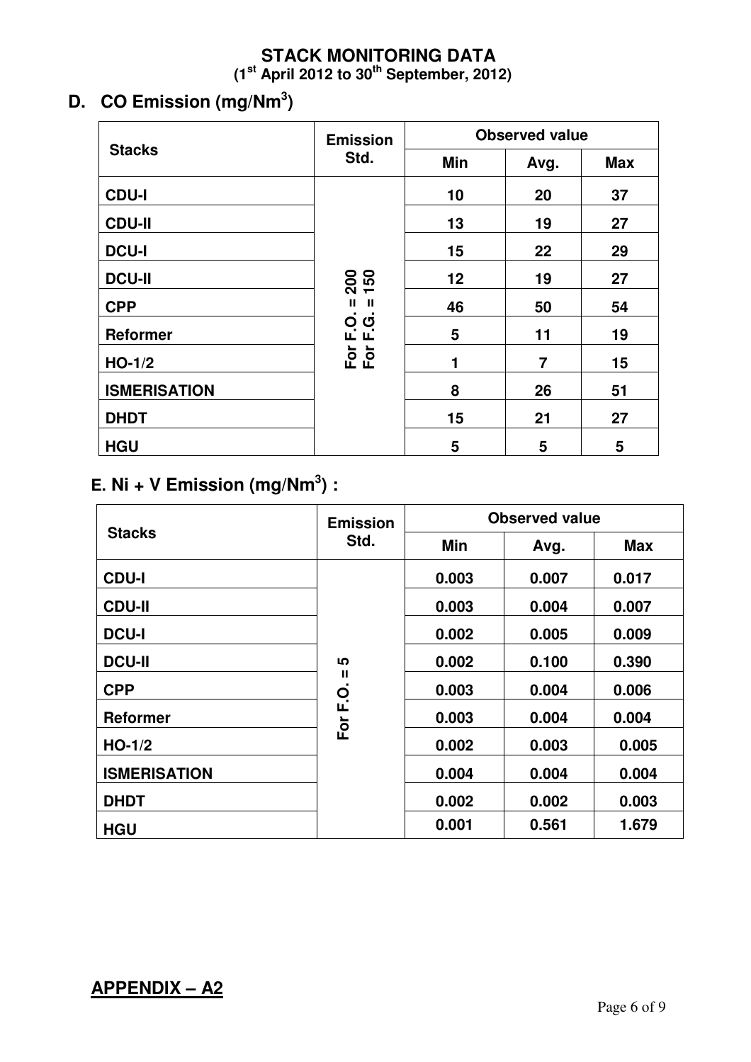# STACK MONITORING DATA

**(1st April 2012 to 30th September, 2012)**

## D. CO Emission (mg/$Nm^3$)

| Stacks | Emission Std. | Observed value | | |
|---|---|---|---|---|
| | | Min | Avg. | Max |
| CDU-I | For F.O. = 200 For F.G. = 150 | 10 | 20 | 37 |
| CDU-II | | 13 | 19 | 27 |
| DCU-I | | 15 | 22 | 29 |
| DCU-II | | 12 | 19 | 27 |
| CPP | | 46 | 50 | 54 |
| Reformer | | 5 | 11 | 19 |
| HO-1/2 | | 1 | 7 | 15 |
| ISMERISATION | | 8 | 26 | 51 |
| DHDT | | 15 | 21 | 27 |
| HGU | | 5 | 5 | 5 |

## E. Ni + V Emission (mg/$Nm^3$) :

| Stacks | Emission Std. | Observed value | | |
|---|---|---|---|---|
| | | Min | Avg. | Max |
| CDU-I | For F.O. = 5 | 0.003 | 0.007 | 0.017 |
| CDU-II | | 0.003 | 0.004 | 0.007 |
| DCU-I | | 0.002 | 0.005 | 0.009 |
| DCU-II | | 0.002 | 0.100 | 0.390 |
| CPP | | 0.003 | 0.004 | 0.006 |
| Reformer | | 0.003 | 0.004 | 0.004 |
| HO-1/2 | | 0.002 | 0.003 | 0.005 |
| ISMERISATION | | 0.004 | 0.004 | 0.004 |
| DHDT | | 0.002 | 0.002 | 0.003 |
| HGU | | 0.001 | 0.561 | 1.679 |

**APPENDIX – A2**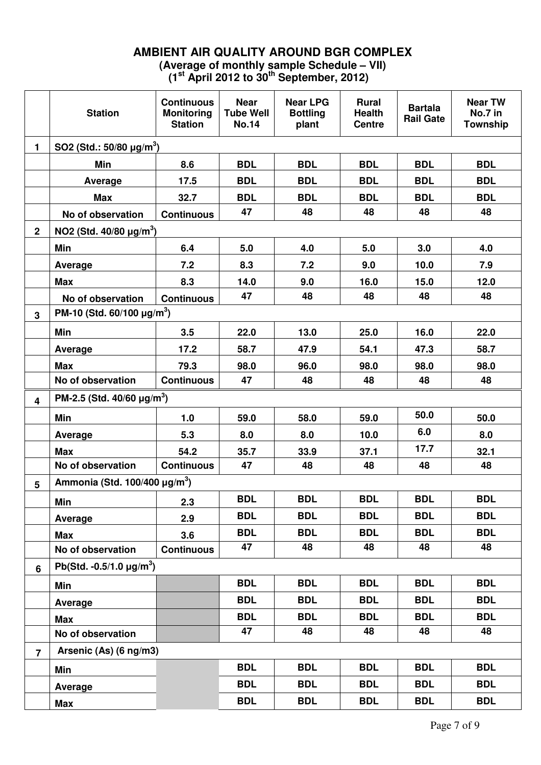# AMBIENT AIR QUALITY AROUND BGR COMPLEX

**(Average of monthly sample Schedule – VII)**
**(1st April 2012 to 30th September, 2012)**

| | Station | Continuous Monitoring Station | Near Tube Well No.14 | Near LPG Bottling plant | Rural Health Centre | Bartala Rail Gate | Near TW No.7 in Township |
|---|---|---|---|---|---|---|---|
| **1** | **$SO_2$ (Std.: 50/80 µg/m$^3$)** | | | | | | |
| | **Min** | **8.6** | **BDL** | **BDL** | **BDL** | **BDL** | **BDL** |
| | **Average** | **17.5** | **BDL** | **BDL** | **BDL** | **BDL** | **BDL** |
| | **Max** | **32.7** | **BDL** | **BDL** | **BDL** | **BDL** | **BDL** |
| | **No of observation** | **Continuous** | **47** | **48** | **48** | **48** | **48** |
| **2** | **$NO_2$ (Std. 40/80 µg/m$^3$)** | | | | | | |
| | **Min** | **6.4** | **5.0** | **4.0** | **5.0** | **3.0** | **4.0** |
| | **Average** | **7.2** | **8.3** | **7.2** | **9.0** | **10.0** | **7.9** |
| | **Max** | **8.3** | **14.0** | **9.0** | **16.0** | **15.0** | **12.0** |
| | **No of observation** | **Continuous** | **47** | **48** | **48** | **48** | **48** |
| **3** | **PM-10 (Std. 60/100 µg/m$^3$)** | | | | | | |
| | **Min** | **3.5** | **22.0** | **13.0** | **25.0** | **16.0** | **22.0** |
| | **Average** | **17.2** | **58.7** | **47.9** | **54.1** | **47.3** | **58.7** |
| | **Max** | **79.3** | **98.0** | **96.0** | **98.0** | **98.0** | **98.0** |
| | **No of observation** | **Continuous** | **47** | **48** | **48** | **48** | **48** |
| **4** | **PM-2.5 (Std. 40/60 µg/m$^3$)** | | | | | | |
| | **Min** | **1.0** | **59.0** | **58.0** | **59.0** | **50.0** | **50.0** |
| | **Average** | **5.3** | **8.0** | **8.0** | **10.0** | **6.0** | **8.0** |
| | **Max** | **54.2** | **35.7** | **33.9** | **37.1** | **17.7** | **32.1** |
| | **No of observation** | **Continuous** | **47** | **48** | **48** | **48** | **48** |
| **5** | **Ammonia (Std. 100/400 µg/m$^3$)** | | | | | | |
| | **Min** | **2.3** | **BDL** | **BDL** | **BDL** | **BDL** | **BDL** |
| | **Average** | **2.9** | **BDL** | **BDL** | **BDL** | **BDL** | **BDL** |
| | **Max** | **3.6** | **BDL** | **BDL** | **BDL** | **BDL** | **BDL** |
| | **No of observation** | **Continuous** | **47** | **48** | **48** | **48** | **48** |
| **6** | **Pb(Std. -0.5/1.0 µg/m$^3$)** | | | | | | |
| | **Min** | | **BDL** | **BDL** | **BDL** | **BDL** | **BDL** |
| | **Average** | | **BDL** | **BDL** | **BDL** | **BDL** | **BDL** |
| | **Max** | | **BDL** | **BDL** | **BDL** | **BDL** | **BDL** |
| | **No of observation** | | **47** | **48** | **48** | **48** | **48** |
| **7** | **Arsenic (As) (6 ng/m3)** | | | | | | |
| | **Min** | | **BDL** | **BDL** | **BDL** | **BDL** | **BDL** |
| | **Average** | | **BDL** | **BDL** | **BDL** | **BDL** | **BDL** |
| | **Max** | | **BDL** | **BDL** | **BDL** | **BDL** | **BDL** |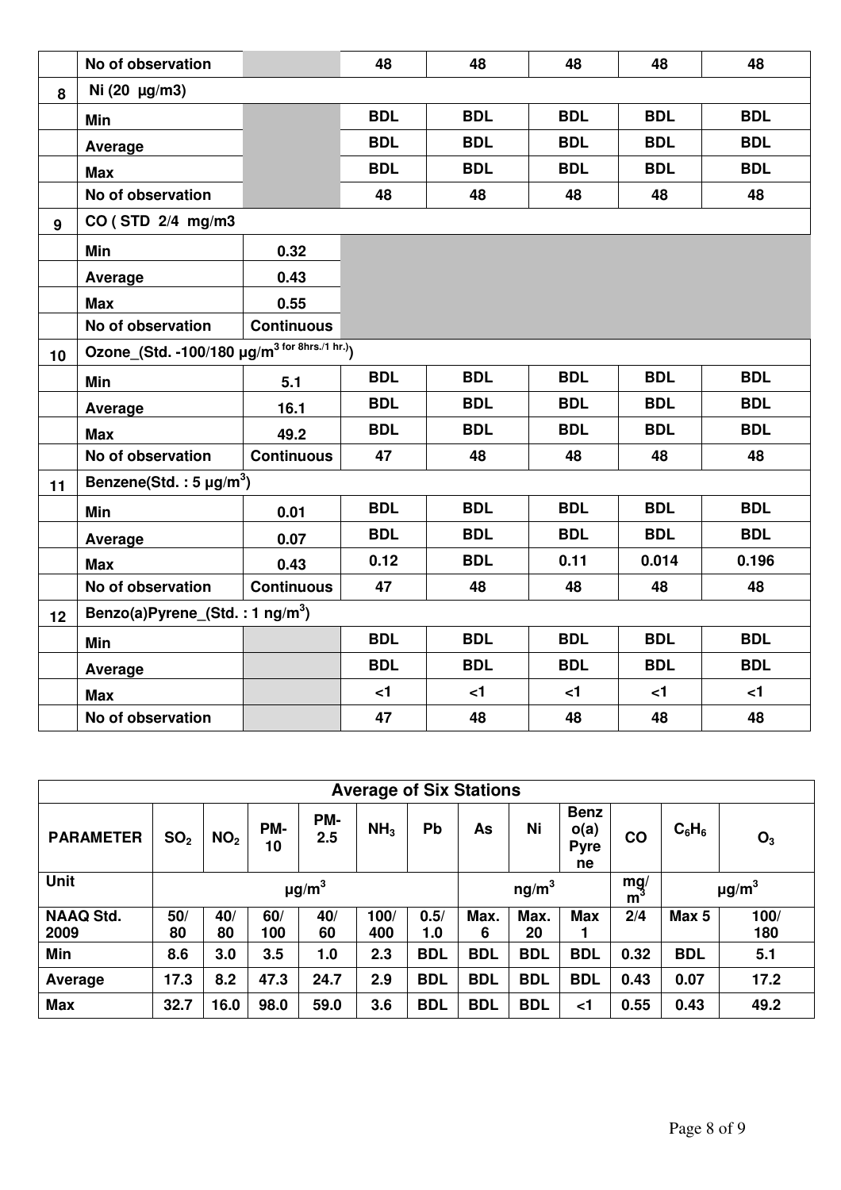| | No of observation | | 48 | 48 | 48 | 48 | 48 |
|---|---|---|---|---|---|---|---|
| 8 | Ni (20 µg/m3) | | | | | | |
| | Min | | BDL | BDL | BDL | BDL | BDL |
| | Average | | BDL | BDL | BDL | BDL | BDL |
| | Max | | BDL | BDL | BDL | BDL | BDL |
| | No of observation | | 48 | 48 | 48 | 48 | 48 |
| 9 | CO ( STD 2/4 mg/m3 | | | | | | |
| | Min | 0.32 | | | | | |
| | Average | 0.43 | | | | | |
| | Max | 0.55 | | | | | |
| | No of observation | Continuous | | | | | |
| 10 | Ozone_(Std. -100/180 µg/m$^{3}$ for 8hrs./1 hr.) | | | | | | |
| | Min | 5.1 | BDL | BDL | BDL | BDL | BDL |
| | Average | 16.1 | BDL | BDL | BDL | BDL | BDL |
| | Max | 49.2 | BDL | BDL | BDL | BDL | BDL |
| | No of observation | Continuous | 47 | 48 | 48 | 48 | 48 |
| 11 | Benzene(Std. : 5 µg/m$^{3}$) | | | | | | |
| | Min | 0.01 | BDL | BDL | BDL | BDL | BDL |
| | Average | 0.07 | BDL | BDL | BDL | BDL | BDL |
| | Max | 0.43 | 0.12 | BDL | 0.11 | 0.014 | 0.196 |
| | No of observation | Continuous | 47 | 48 | 48 | 48 | 48 |
| 12 | Benzo(a)Pyrene_(Std. : 1 ng/m$^{3}$) | | | | | | |
| | Min | | BDL | BDL | BDL | BDL | BDL |
| | Average | | BDL | BDL | BDL | BDL | BDL |
| | Max | | <1 | <1 | <1 | <1 | <1 |
| | No of observation | | 47 | 48 | 48 | 48 | 48 |

| Average of Six Stations | | | | | | | | | | | | |
|---|---|---|---|---|---|---|---|---|---|---|---|---|
| PARAMETER | $SO_2$ | $NO_2$ | PM-10 | PM-2.5 | $NH_3$ | Pb | As | Ni | Benzo(a)Pyrene | CO | $C_6H_6$ | $O_3$ |
| Unit | µg/m$^{3}$ | | | | | | ng/m$^{3}$ | | | mg/m$^{3}$ | µg/m$^{3}$ | |
| NAAQ Std. 2009 | 50/80 | 40/80 | 60/100 | 40/60 | 100/400 | 0.5/1.0 | Max. 6 | Max. 20 | Max 1 | 2/4 | Max 5 | 100/180 |
| Min | 8.6 | 3.0 | 3.5 | 1.0 | 2.3 | BDL | BDL | BDL | BDL | 0.32 | BDL | 5.1 |
| Average | 17.3 | 8.2 | 47.3 | 24.7 | 2.9 | BDL | BDL | BDL | BDL | 0.43 | 0.07 | 17.2 |
| Max | 32.7 | 16.0 | 98.0 | 59.0 | 3.6 | BDL | BDL | BDL | <1 | 0.55 | 0.43 | 49.2 |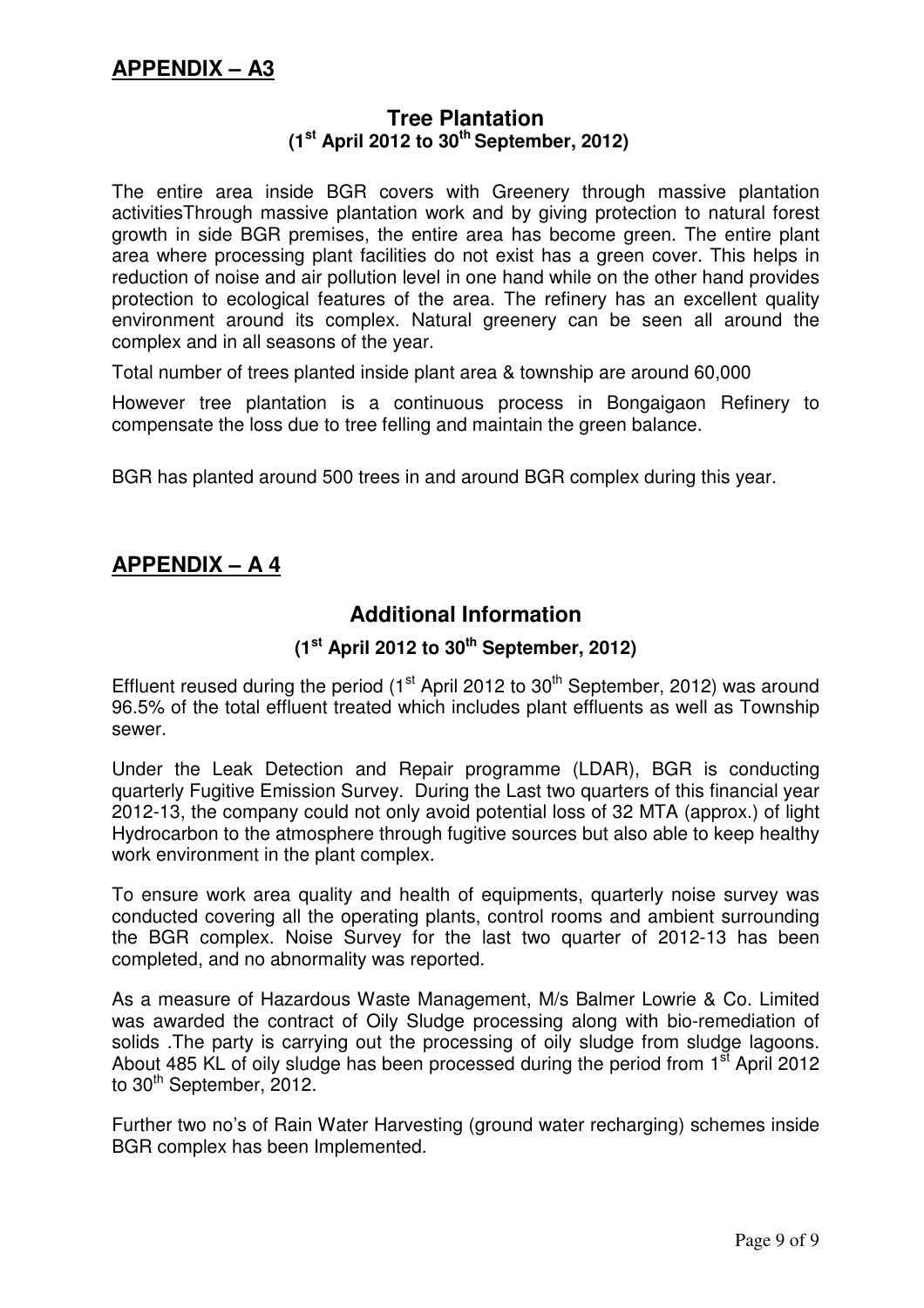## APPENDIX – A3

### Tree Plantation
#### (1st April 2012 to 30th September, 2012)

The entire area inside BGR covers with Greenery through massive plantation activitiesThrough massive plantation work and by giving protection to natural forest growth in side BGR premises, the entire area has become green. The entire plant area where processing plant facilities do not exist has a green cover. This helps in reduction of noise and air pollution level in one hand while on the other hand provides protection to ecological features of the area. The refinery has an excellent quality environment around its complex. Natural greenery can be seen all around the complex and in all seasons of the year.

Total number of trees planted inside plant area & township are around 60,000

However tree plantation is a continuous process in Bongaigaon Refinery to compensate the loss due to tree felling and maintain the green balance.

BGR has planted around 500 trees in and around BGR complex during this year.

## APPENDIX – A 4

### Additional Information

#### (1st April 2012 to 30th September, 2012)

Effluent reused during the period (1st April 2012 to 30th September, 2012) was around 96.5% of the total effluent treated which includes plant effluents as well as Township sewer.

Under the Leak Detection and Repair programme (LDAR), BGR is conducting quarterly Fugitive Emission Survey. During the Last two quarters of this financial year 2012-13, the company could not only avoid potential loss of 32 MTA (approx.) of light Hydrocarbon to the atmosphere through fugitive sources but also able to keep healthy work environment in the plant complex.

To ensure work area quality and health of equipments, quarterly noise survey was conducted covering all the operating plants, control rooms and ambient surrounding the BGR complex. Noise Survey for the last two quarter of 2012-13 has been completed, and no abnormality was reported.

As a measure of Hazardous Waste Management, M/s Balmer Lowrie & Co. Limited was awarded the contract of Oily Sludge processing along with bio-remediation of solids .The party is carrying out the processing of oily sludge from sludge lagoons. About 485 KL of oily sludge has been processed during the period from 1st April 2012 to 30th September, 2012.

Further two no's of Rain Water Harvesting (ground water recharging) schemes inside BGR complex has been Implemented.